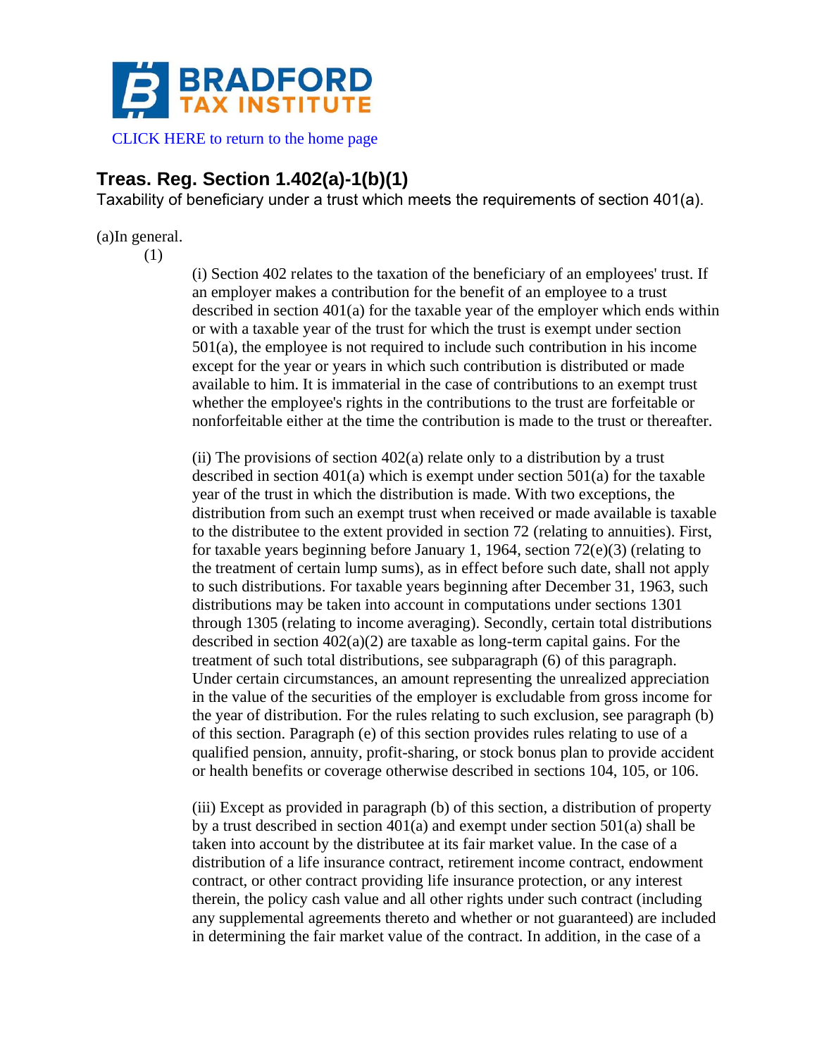BRADFORD TAX INSTITUTE

CLICK HERE to return to the home page

## Treas. Reg. Section 1.402(a)-1(b)(1)

Taxability of beneficiary under a trust which meets the requirements of section 401(a).

(a)In general.

(1)

(i) Section 402 relates to the taxation of the beneficiary of an employees' trust. If an employer makes a contribution for the benefit of an employee to a trust described in section 401(a) for the taxable year of the employer which ends within or with a taxable year of the trust for which the trust is exempt under section 501(a), the employee is not required to include such contribution in his income except for the year or years in which such contribution is distributed or made available to him. It is immaterial in the case of contributions to an exempt trust whether the employee's rights in the contributions to the trust are forfeitable or nonforfeitable either at the time the contribution is made to the trust or thereafter.

(ii) The provisions of section 402(a) relate only to a distribution by a trust described in section 401(a) which is exempt under section 501(a) for the taxable year of the trust in which the distribution is made. With two exceptions, the distribution from such an exempt trust when received or made available is taxable to the distributee to the extent provided in section 72 (relating to annuities). First, for taxable years beginning before January 1, 1964, section 72(e)(3) (relating to the treatment of certain lump sums), as in effect before such date, shall not apply to such distributions. For taxable years beginning after December 31, 1963, such distributions may be taken into account in computations under sections 1301 through 1305 (relating to income averaging). Secondly, certain total distributions described in section 402(a)(2) are taxable as long-term capital gains. For the treatment of such total distributions, see subparagraph (6) of this paragraph. Under certain circumstances, an amount representing the unrealized appreciation in the value of the securities of the employer is excludable from gross income for the year of distribution. For the rules relating to such exclusion, see paragraph (b) of this section. Paragraph (e) of this section provides rules relating to use of a qualified pension, annuity, profit-sharing, or stock bonus plan to provide accident or health benefits or coverage otherwise described in sections 104, 105, or 106.

(iii) Except as provided in paragraph (b) of this section, a distribution of property by a trust described in section 401(a) and exempt under section 501(a) shall be taken into account by the distributee at its fair market value. In the case of a distribution of a life insurance contract, retirement income contract, endowment contract, or other contract providing life insurance protection, or any interest therein, the policy cash value and all other rights under such contract (including any supplemental agreements thereto and whether or not guaranteed) are included in determining the fair market value of the contract. In addition, in the case of a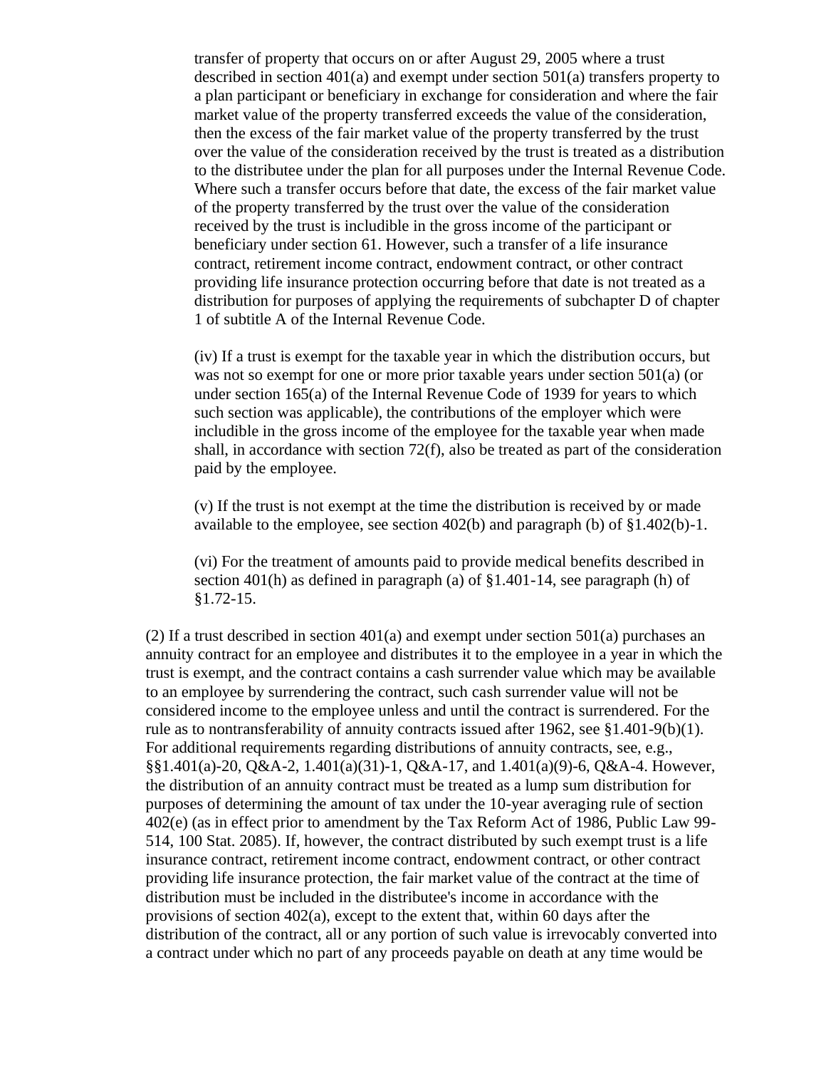transfer of property that occurs on or after August 29, 2005 where a trust described in section 401(a) and exempt under section 501(a) transfers property to a plan participant or beneficiary in exchange for consideration and where the fair market value of the property transferred exceeds the value of the consideration, then the excess of the fair market value of the property transferred by the trust over the value of the consideration received by the trust is treated as a distribution to the distributee under the plan for all purposes under the Internal Revenue Code. Where such a transfer occurs before that date, the excess of the fair market value of the property transferred by the trust over the value of the consideration received by the trust is includible in the gross income of the participant or beneficiary under section 61. However, such a transfer of a life insurance contract, retirement income contract, endowment contract, or other contract providing life insurance protection occurring before that date is not treated as a distribution for purposes of applying the requirements of subchapter D of chapter 1 of subtitle A of the Internal Revenue Code.

(iv) If a trust is exempt for the taxable year in which the distribution occurs, but was not so exempt for one or more prior taxable years under section 501(a) (or under section 165(a) of the Internal Revenue Code of 1939 for years to which such section was applicable), the contributions of the employer which were includible in the gross income of the employee for the taxable year when made shall, in accordance with section 72(f), also be treated as part of the consideration paid by the employee.

(v) If the trust is not exempt at the time the distribution is received by or made available to the employee, see section 402(b) and paragraph (b) of §1.402(b)-1.

(vi) For the treatment of amounts paid to provide medical benefits described in section 401(h) as defined in paragraph (a) of §1.401-14, see paragraph (h) of §1.72-15.

(2) If a trust described in section 401(a) and exempt under section 501(a) purchases an annuity contract for an employee and distributes it to the employee in a year in which the trust is exempt, and the contract contains a cash surrender value which may be available to an employee by surrendering the contract, such cash surrender value will not be considered income to the employee unless and until the contract is surrendered. For the rule as to nontransferability of annuity contracts issued after 1962, see §1.401-9(b)(1). For additional requirements regarding distributions of annuity contracts, see, e.g., §§1.401(a)-20, Q&A-2, 1.401(a)(31)-1, Q&A-17, and 1.401(a)(9)-6, Q&A-4. However, the distribution of an annuity contract must be treated as a lump sum distribution for purposes of determining the amount of tax under the 10-year averaging rule of section 402(e) (as in effect prior to amendment by the Tax Reform Act of 1986, Public Law 99-514, 100 Stat. 2085). If, however, the contract distributed by such exempt trust is a life insurance contract, retirement income contract, endowment contract, or other contract providing life insurance protection, the fair market value of the contract at the time of distribution must be included in the distributee's income in accordance with the provisions of section 402(a), except to the extent that, within 60 days after the distribution of the contract, all or any portion of such value is irrevocably converted into a contract under which no part of any proceeds payable on death at any time would be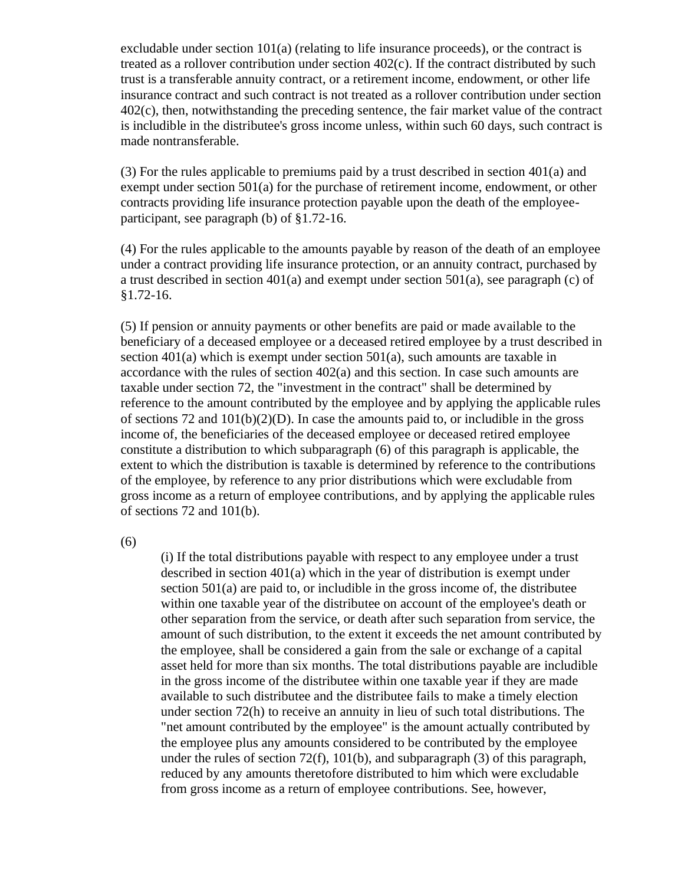excludable under section 101(a) (relating to life insurance proceeds), or the contract is treated as a rollover contribution under section 402(c). If the contract distributed by such trust is a transferable annuity contract, or a retirement income, endowment, or other life insurance contract and such contract is not treated as a rollover contribution under section 402(c), then, notwithstanding the preceding sentence, the fair market value of the contract is includible in the distributee's gross income unless, within such 60 days, such contract is made nontransferable.

(3) For the rules applicable to premiums paid by a trust described in section 401(a) and exempt under section 501(a) for the purchase of retirement income, endowment, or other contracts providing life insurance protection payable upon the death of the employee-participant, see paragraph (b) of §1.72-16.

(4) For the rules applicable to the amounts payable by reason of the death of an employee under a contract providing life insurance protection, or an annuity contract, purchased by a trust described in section 401(a) and exempt under section 501(a), see paragraph (c) of §1.72-16.

(5) If pension or annuity payments or other benefits are paid or made available to the beneficiary of a deceased employee or a deceased retired employee by a trust described in section 401(a) which is exempt under section 501(a), such amounts are taxable in accordance with the rules of section 402(a) and this section. In case such amounts are taxable under section 72, the "investment in the contract" shall be determined by reference to the amount contributed by the employee and by applying the applicable rules of sections 72 and 101(b)(2)(D). In case the amounts paid to, or includible in the gross income of, the beneficiaries of the deceased employee or deceased retired employee constitute a distribution to which subparagraph (6) of this paragraph is applicable, the extent to which the distribution is taxable is determined by reference to the contributions of the employee, by reference to any prior distributions which were excludable from gross income as a return of employee contributions, and by applying the applicable rules of sections 72 and 101(b).

(6)

(i) If the total distributions payable with respect to any employee under a trust described in section 401(a) which in the year of distribution is exempt under section 501(a) are paid to, or includible in the gross income of, the distributee within one taxable year of the distributee on account of the employee's death or other separation from the service, or death after such separation from service, the amount of such distribution, to the extent it exceeds the net amount contributed by the employee, shall be considered a gain from the sale or exchange of a capital asset held for more than six months. The total distributions payable are includible in the gross income of the distributee within one taxable year if they are made available to such distributee and the distributee fails to make a timely election under section 72(h) to receive an annuity in lieu of such total distributions. The "net amount contributed by the employee" is the amount actually contributed by the employee plus any amounts considered to be contributed by the employee under the rules of section 72(f), 101(b), and subparagraph (3) of this paragraph, reduced by any amounts theretofore distributed to him which were excludable from gross income as a return of employee contributions. See, however,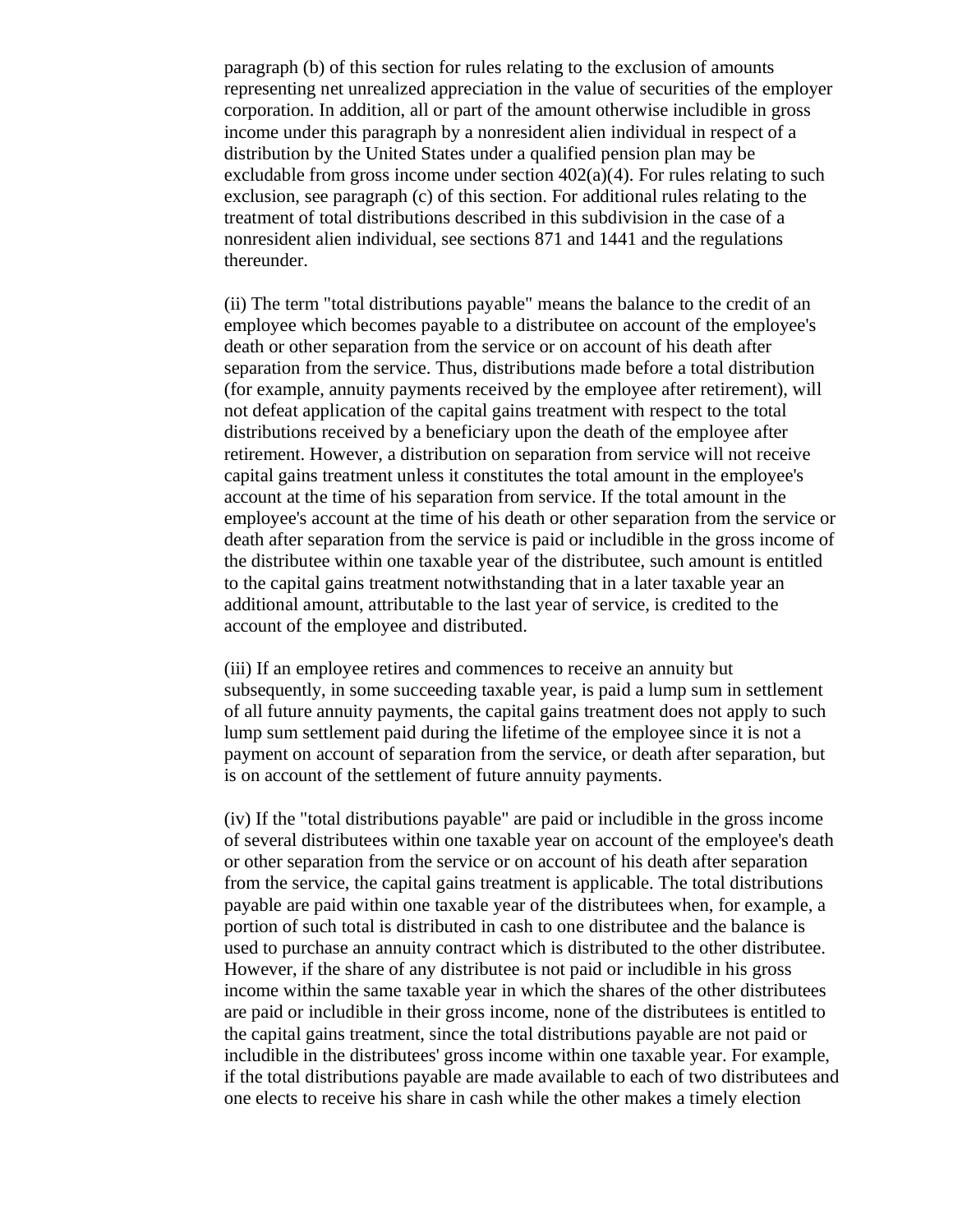paragraph (b) of this section for rules relating to the exclusion of amounts representing net unrealized appreciation in the value of securities of the employer corporation. In addition, all or part of the amount otherwise includible in gross income under this paragraph by a nonresident alien individual in respect of a distribution by the United States under a qualified pension plan may be excludable from gross income under section 402(a)(4). For rules relating to such exclusion, see paragraph (c) of this section. For additional rules relating to the treatment of total distributions described in this subdivision in the case of a nonresident alien individual, see sections 871 and 1441 and the regulations thereunder.

(ii) The term "total distributions payable" means the balance to the credit of an employee which becomes payable to a distributee on account of the employee's death or other separation from the service or on account of his death after separation from the service. Thus, distributions made before a total distribution (for example, annuity payments received by the employee after retirement), will not defeat application of the capital gains treatment with respect to the total distributions received by a beneficiary upon the death of the employee after retirement. However, a distribution on separation from service will not receive capital gains treatment unless it constitutes the total amount in the employee's account at the time of his separation from service. If the total amount in the employee's account at the time of his death or other separation from the service or death after separation from the service is paid or includible in the gross income of the distributee within one taxable year of the distributee, such amount is entitled to the capital gains treatment notwithstanding that in a later taxable year an additional amount, attributable to the last year of service, is credited to the account of the employee and distributed.

(iii) If an employee retires and commences to receive an annuity but subsequently, in some succeeding taxable year, is paid a lump sum in settlement of all future annuity payments, the capital gains treatment does not apply to such lump sum settlement paid during the lifetime of the employee since it is not a payment on account of separation from the service, or death after separation, but is on account of the settlement of future annuity payments.

(iv) If the "total distributions payable" are paid or includible in the gross income of several distributees within one taxable year on account of the employee's death or other separation from the service or on account of his death after separation from the service, the capital gains treatment is applicable. The total distributions payable are paid within one taxable year of the distributees when, for example, a portion of such total is distributed in cash to one distributee and the balance is used to purchase an annuity contract which is distributed to the other distributee. However, if the share of any distributee is not paid or includible in his gross income within the same taxable year in which the shares of the other distributees are paid or includible in their gross income, none of the distributees is entitled to the capital gains treatment, since the total distributions payable are not paid or includible in the distributees' gross income within one taxable year. For example, if the total distributions payable are made available to each of two distributees and one elects to receive his share in cash while the other makes a timely election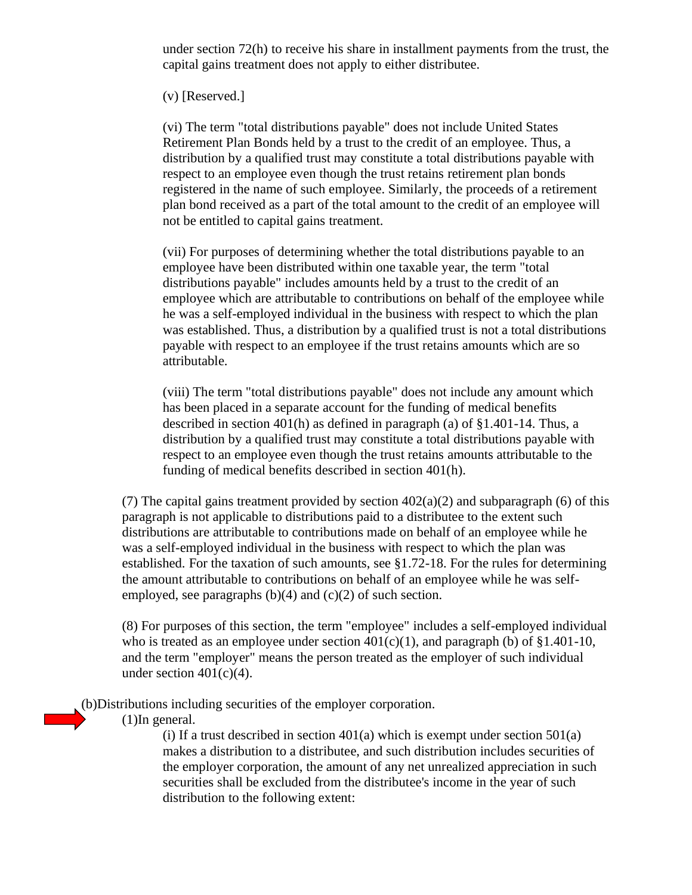under section 72(h) to receive his share in installment payments from the trust, the capital gains treatment does not apply to either distributee.

(v) [Reserved.]

(vi) The term "total distributions payable" does not include United States Retirement Plan Bonds held by a trust to the credit of an employee. Thus, a distribution by a qualified trust may constitute a total distributions payable with respect to an employee even though the trust retains retirement plan bonds registered in the name of such employee. Similarly, the proceeds of a retirement plan bond received as a part of the total amount to the credit of an employee will not be entitled to capital gains treatment.

(vii) For purposes of determining whether the total distributions payable to an employee have been distributed within one taxable year, the term "total distributions payable" includes amounts held by a trust to the credit of an employee which are attributable to contributions on behalf of the employee while he was a self-employed individual in the business with respect to which the plan was established. Thus, a distribution by a qualified trust is not a total distributions payable with respect to an employee if the trust retains amounts which are so attributable.

(viii) The term "total distributions payable" does not include any amount which has been placed in a separate account for the funding of medical benefits described in section 401(h) as defined in paragraph (a) of §1.401-14. Thus, a distribution by a qualified trust may constitute a total distributions payable with respect to an employee even though the trust retains amounts attributable to the funding of medical benefits described in section 401(h).

(7) The capital gains treatment provided by section 402(a)(2) and subparagraph (6) of this paragraph is not applicable to distributions paid to a distributee to the extent such distributions are attributable to contributions made on behalf of an employee while he was a self-employed individual in the business with respect to which the plan was established. For the taxation of such amounts, see §1.72-18. For the rules for determining the amount attributable to contributions on behalf of an employee while he was self-employed, see paragraphs (b)(4) and (c)(2) of such section.

(8) For purposes of this section, the term "employee" includes a self-employed individual who is treated as an employee under section 401(c)(1), and paragraph (b) of §1.401-10, and the term "employer" means the person treated as the employer of such individual under section 401(c)(4).

(b)Distributions including securities of the employer corporation.

(1)In general.

(i) If a trust described in section 401(a) which is exempt under section 501(a) makes a distribution to a distributee, and such distribution includes securities of the employer corporation, the amount of any net unrealized appreciation in such securities shall be excluded from the distributee's income in the year of such distribution to the following extent: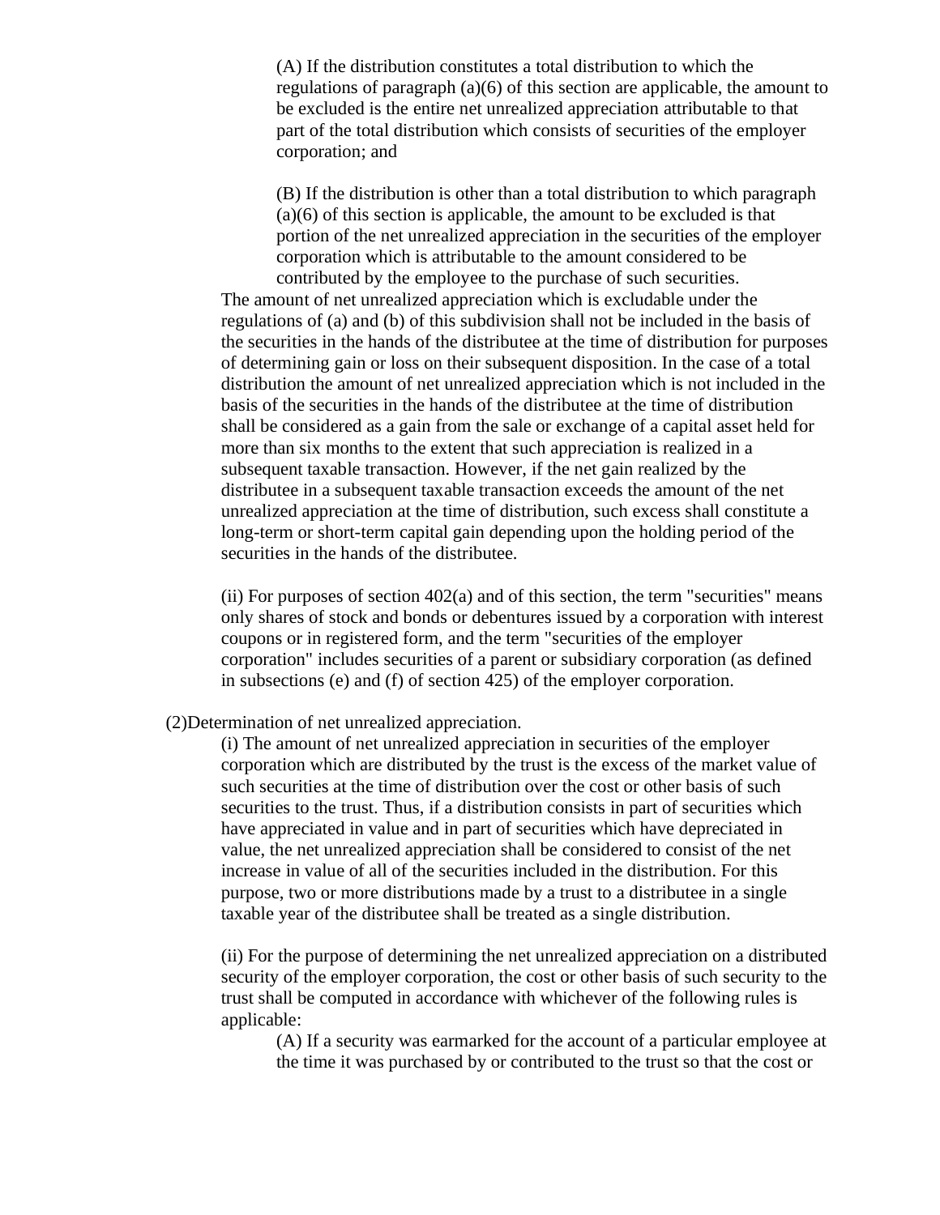(A) If the distribution constitutes a total distribution to which the regulations of paragraph (a)(6) of this section are applicable, the amount to be excluded is the entire net unrealized appreciation attributable to that part of the total distribution which consists of securities of the employer corporation; and

(B) If the distribution is other than a total distribution to which paragraph (a)(6) of this section is applicable, the amount to be excluded is that portion of the net unrealized appreciation in the securities of the employer corporation which is attributable to the amount considered to be contributed by the employee to the purchase of such securities.

The amount of net unrealized appreciation which is excludable under the regulations of (a) and (b) of this subdivision shall not be included in the basis of the securities in the hands of the distributee at the time of distribution for purposes of determining gain or loss on their subsequent disposition. In the case of a total distribution the amount of net unrealized appreciation which is not included in the basis of the securities in the hands of the distributee at the time of distribution shall be considered as a gain from the sale or exchange of a capital asset held for more than six months to the extent that such appreciation is realized in a subsequent taxable transaction. However, if the net gain realized by the distributee in a subsequent taxable transaction exceeds the amount of the net unrealized appreciation at the time of distribution, such excess shall constitute a long-term or short-term capital gain depending upon the holding period of the securities in the hands of the distributee.

(ii) For purposes of section 402(a) and of this section, the term "securities" means only shares of stock and bonds or debentures issued by a corporation with interest coupons or in registered form, and the term "securities of the employer corporation" includes securities of a parent or subsidiary corporation (as defined in subsections (e) and (f) of section 425) of the employer corporation.

(2) Determination of net unrealized appreciation.

(i) The amount of net unrealized appreciation in securities of the employer corporation which are distributed by the trust is the excess of the market value of such securities at the time of distribution over the cost or other basis of such securities to the trust. Thus, if a distribution consists in part of securities which have appreciated in value and in part of securities which have depreciated in value, the net unrealized appreciation shall be considered to consist of the net increase in value of all of the securities included in the distribution. For this purpose, two or more distributions made by a trust to a distributee in a single taxable year of the distributee shall be treated as a single distribution.

(ii) For the purpose of determining the net unrealized appreciation on a distributed security of the employer corporation, the cost or other basis of such security to the trust shall be computed in accordance with whichever of the following rules is applicable:

(A) If a security was earmarked for the account of a particular employee at the time it was purchased by or contributed to the trust so that the cost or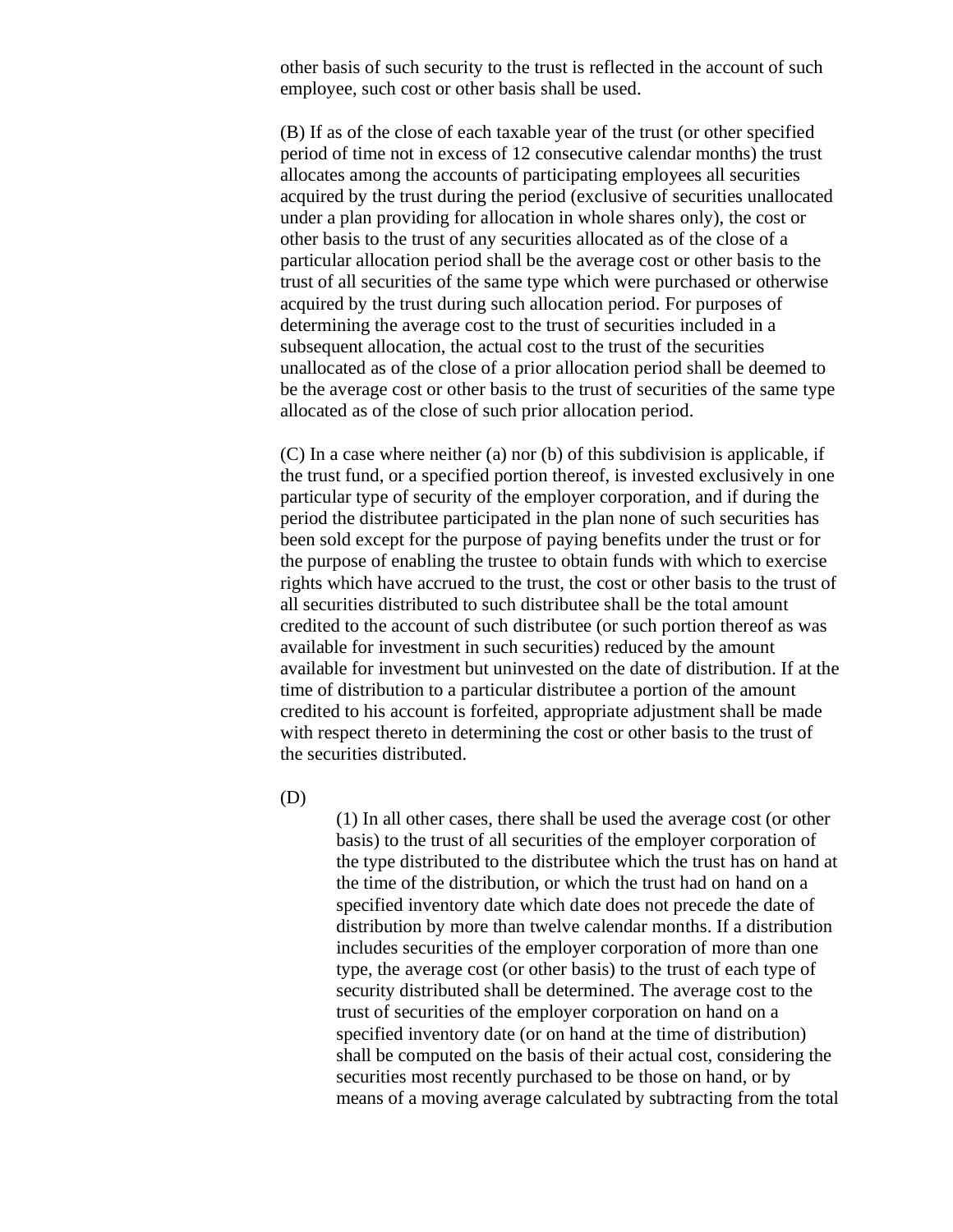other basis of such security to the trust is reflected in the account of such employee, such cost or other basis shall be used.

(B) If as of the close of each taxable year of the trust (or other specified period of time not in excess of 12 consecutive calendar months) the trust allocates among the accounts of participating employees all securities acquired by the trust during the period (exclusive of securities unallocated under a plan providing for allocation in whole shares only), the cost or other basis to the trust of any securities allocated as of the close of a particular allocation period shall be the average cost or other basis to the trust of all securities of the same type which were purchased or otherwise acquired by the trust during such allocation period. For purposes of determining the average cost to the trust of securities included in a subsequent allocation, the actual cost to the trust of the securities unallocated as of the close of a prior allocation period shall be deemed to be the average cost or other basis to the trust of securities of the same type allocated as of the close of such prior allocation period.

(C) In a case where neither (a) nor (b) of this subdivision is applicable, if the trust fund, or a specified portion thereof, is invested exclusively in one particular type of security of the employer corporation, and if during the period the distributee participated in the plan none of such securities has been sold except for the purpose of paying benefits under the trust or for the purpose of enabling the trustee to obtain funds with which to exercise rights which have accrued to the trust, the cost or other basis to the trust of all securities distributed to such distributee shall be the total amount credited to the account of such distributee (or such portion thereof as was available for investment in such securities) reduced by the amount available for investment but uninvested on the date of distribution. If at the time of distribution to a particular distributee a portion of the amount credited to his account is forfeited, appropriate adjustment shall be made with respect thereto in determining the cost or other basis to the trust of the securities distributed.

(D)

(1) In all other cases, there shall be used the average cost (or other basis) to the trust of all securities of the employer corporation of the type distributed to the distributee which the trust has on hand at the time of the distribution, or which the trust had on hand on a specified inventory date which date does not precede the date of distribution by more than twelve calendar months. If a distribution includes securities of the employer corporation of more than one type, the average cost (or other basis) to the trust of each type of security distributed shall be determined. The average cost to the trust of securities of the employer corporation on hand on a specified inventory date (or on hand at the time of distribution) shall be computed on the basis of their actual cost, considering the securities most recently purchased to be those on hand, or by means of a moving average calculated by subtracting from the total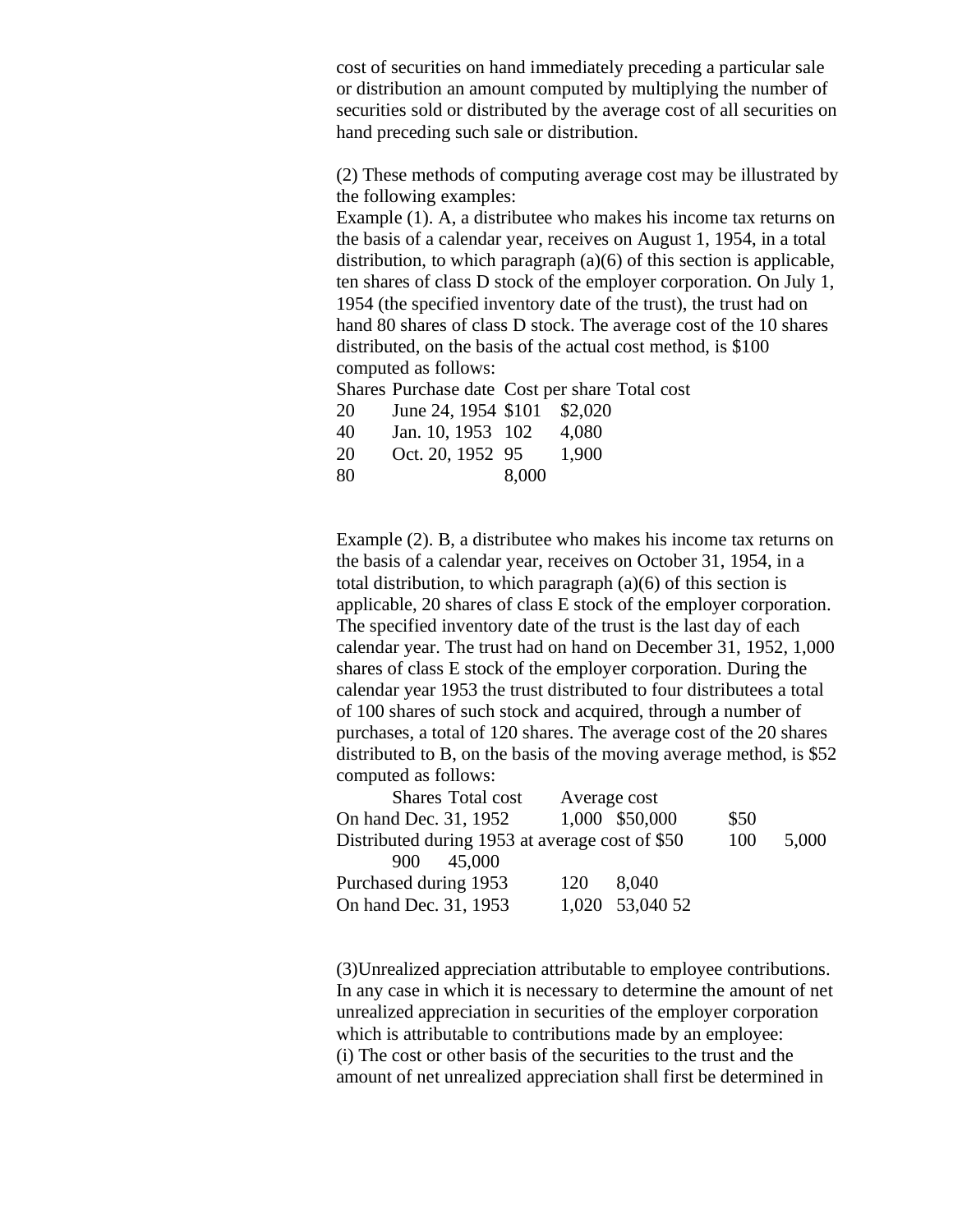cost of securities on hand immediately preceding a particular sale or distribution an amount computed by multiplying the number of securities sold or distributed by the average cost of all securities on hand preceding such sale or distribution.

(2) These methods of computing average cost may be illustrated by the following examples:

Example (1). A, a distributee who makes his income tax returns on the basis of a calendar year, receives on August 1, 1954, in a total distribution, to which paragraph (a)(6) of this section is applicable, ten shares of class D stock of the employer corporation. On July 1, 1954 (the specified inventory date of the trust), the trust had on hand 80 shares of class D stock. The average cost of the 10 shares distributed, on the basis of the actual cost method, is $100 computed as follows:

| Shares | Purchase date | Cost per share | Total cost |
|---|---|---|---|
| 20 | June 24, 1954 | $101 | $2,020 |
| 40 | Jan. 10, 1953 | 102 | 4,080 |
| 20 | Oct. 20, 1952 | 95 | 1,900 |
| 80 | | 8,000 | |

Example (2). B, a distributee who makes his income tax returns on the basis of a calendar year, receives on October 31, 1954, in a total distribution, to which paragraph (a)(6) of this section is applicable, 20 shares of class E stock of the employer corporation. The specified inventory date of the trust is the last day of each calendar year. The trust had on hand on December 31, 1952, 1,000 shares of class E stock of the employer corporation. During the calendar year 1953 the trust distributed to four distributees a total of 100 shares of such stock and acquired, through a number of purchases, a total of 120 shares. The average cost of the 20 shares distributed to B, on the basis of the moving average method, is $52 computed as follows:

| | Shares | Total cost | Average cost |
|---|---|---|---|
| On hand Dec. 31, 1952 | 1,000 | $50,000 | $50 |
| Distributed during 1953 at average cost of $50 | 100 | 5,000 | |
| | 900 | 45,000 | |
| Purchased during 1953 | 120 | 8,040 | |
| On hand Dec. 31, 1953 | 1,020 | 53,040 | 52 |

(3)Unrealized appreciation attributable to employee contributions. In any case in which it is necessary to determine the amount of net unrealized appreciation in securities of the employer corporation which is attributable to contributions made by an employee:

(i) The cost or other basis of the securities to the trust and the amount of net unrealized appreciation shall first be determined in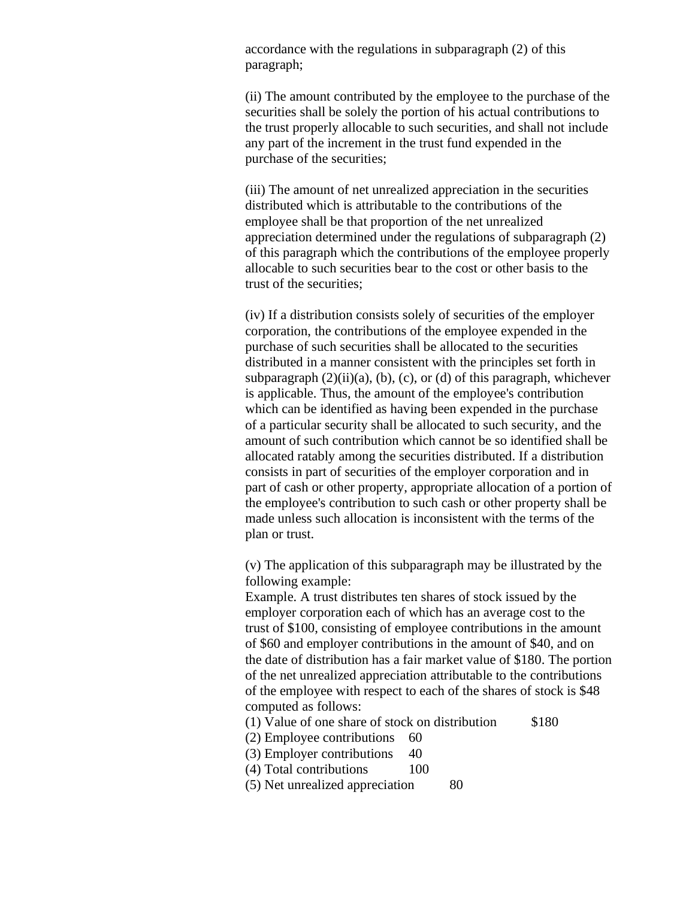accordance with the regulations in subparagraph (2) of this paragraph;

(ii) The amount contributed by the employee to the purchase of the securities shall be solely the portion of his actual contributions to the trust properly allocable to such securities, and shall not include any part of the increment in the trust fund expended in the purchase of the securities;

(iii) The amount of net unrealized appreciation in the securities distributed which is attributable to the contributions of the employee shall be that proportion of the net unrealized appreciation determined under the regulations of subparagraph (2) of this paragraph which the contributions of the employee properly allocable to such securities bear to the cost or other basis to the trust of the securities;

(iv) If a distribution consists solely of securities of the employer corporation, the contributions of the employee expended in the purchase of such securities shall be allocated to the securities distributed in a manner consistent with the principles set forth in subparagraph (2)(ii)(a), (b), (c), or (d) of this paragraph, whichever is applicable. Thus, the amount of the employee's contribution which can be identified as having been expended in the purchase of a particular security shall be allocated to such security, and the amount of such contribution which cannot be so identified shall be allocated ratably among the securities distributed. If a distribution consists in part of securities of the employer corporation and in part of cash or other property, appropriate allocation of a portion of the employee's contribution to such cash or other property shall be made unless such allocation is inconsistent with the terms of the plan or trust.

(v) The application of this subparagraph may be illustrated by the following example:

Example. A trust distributes ten shares of stock issued by the employer corporation each of which has an average cost to the trust of $100, consisting of employee contributions in the amount of $60 and employer contributions in the amount of $40, and on the date of distribution has a fair market value of $180. The portion of the net unrealized appreciation attributable to the contributions of the employee with respect to each of the shares of stock is $48 computed as follows:

| | |
|---|---|
| (1) Value of one share of stock on distribution | $180 |
| (2) Employee contributions | 60 |
| (3) Employer contributions | 40 |
| (4) Total contributions | 100 |
| (5) Net unrealized appreciation | 80 |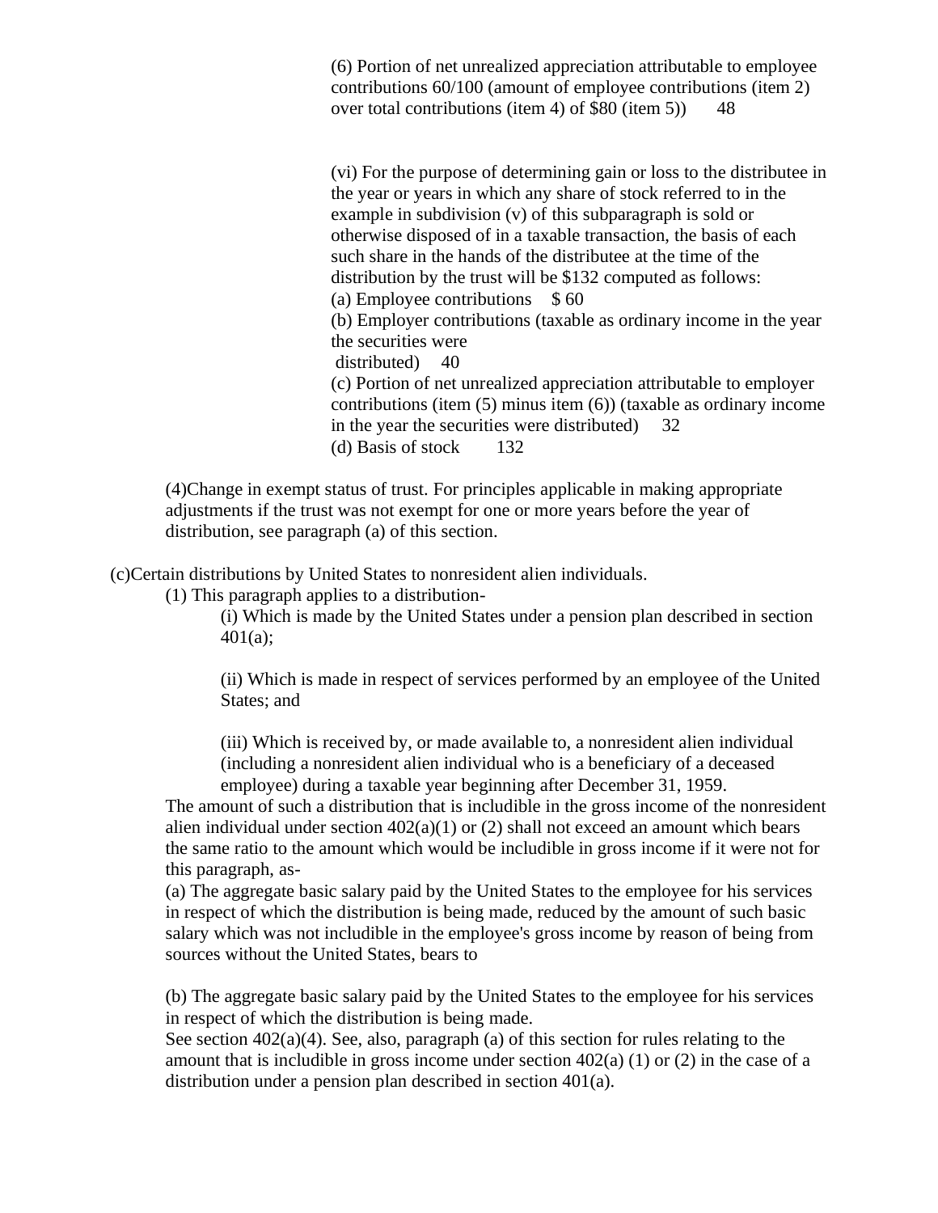(6) Portion of net unrealized appreciation attributable to employee contributions 60/100 (amount of employee contributions (item 2) over total contributions (item 4) of $80 (item 5)) 48

(vi) For the purpose of determining gain or loss to the distributee in the year or years in which any share of stock referred to in the example in subdivision (v) of this subparagraph is sold or otherwise disposed of in a taxable transaction, the basis of each such share in the hands of the distributee at the time of the distribution by the trust will be $132 computed as follows:

(a) Employee contributions $ 60

(b) Employer contributions (taxable as ordinary income in the year the securities were distributed) 40

(c) Portion of net unrealized appreciation attributable to employer contributions (item (5) minus item (6)) (taxable as ordinary income in the year the securities were distributed) 32

(d) Basis of stock 132

(4)Change in exempt status of trust. For principles applicable in making appropriate adjustments if the trust was not exempt for one or more years before the year of distribution, see paragraph (a) of this section.

(c)Certain distributions by United States to nonresident alien individuals.

(1) This paragraph applies to a distribution-

(i) Which is made by the United States under a pension plan described in section 401(a);

(ii) Which is made in respect of services performed by an employee of the United States; and

(iii) Which is received by, or made available to, a nonresident alien individual (including a nonresident alien individual who is a beneficiary of a deceased employee) during a taxable year beginning after December 31, 1959.

The amount of such a distribution that is includible in the gross income of the nonresident alien individual under section 402(a)(1) or (2) shall not exceed an amount which bears the same ratio to the amount which would be includible in gross income if it were not for this paragraph, as-

(a) The aggregate basic salary paid by the United States to the employee for his services in respect of which the distribution is being made, reduced by the amount of such basic salary which was not includible in the employee's gross income by reason of being from sources without the United States, bears to

(b) The aggregate basic salary paid by the United States to the employee for his services in respect of which the distribution is being made.

See section 402(a)(4). See, also, paragraph (a) of this section for rules relating to the amount that is includible in gross income under section 402(a) (1) or (2) in the case of a distribution under a pension plan described in section 401(a).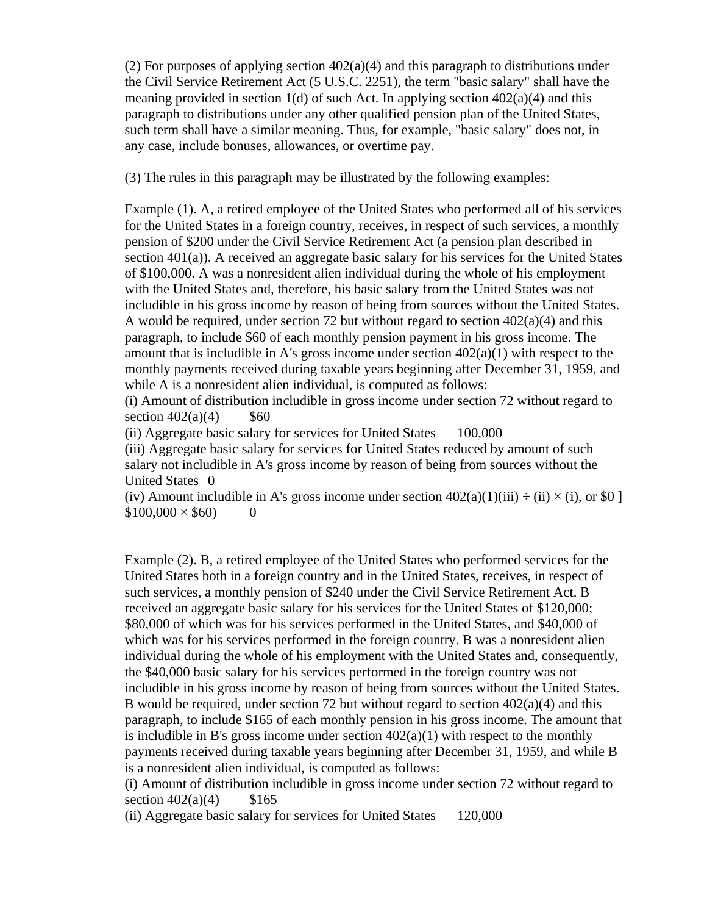(2) For purposes of applying section 402(a)(4) and this paragraph to distributions under the Civil Service Retirement Act (5 U.S.C. 2251), the term "basic salary" shall have the meaning provided in section 1(d) of such Act. In applying section 402(a)(4) and this paragraph to distributions under any other qualified pension plan of the United States, such term shall have a similar meaning. Thus, for example, "basic salary" does not, in any case, include bonuses, allowances, or overtime pay.

(3) The rules in this paragraph may be illustrated by the following examples:

Example (1). A, a retired employee of the United States who performed all of his services for the United States in a foreign country, receives, in respect of such services, a monthly pension of $200 under the Civil Service Retirement Act (a pension plan described in section 401(a)). A received an aggregate basic salary for his services for the United States of $100,000. A was a nonresident alien individual during the whole of his employment with the United States and, therefore, his basic salary from the United States was not includible in his gross income by reason of being from sources without the United States. A would be required, under section 72 but without regard to section 402(a)(4) and this paragraph, to include $60 of each monthly pension payment in his gross income. The amount that is includible in A's gross income under section 402(a)(1) with respect to the monthly payments received during taxable years beginning after December 31, 1959, and while A is a nonresident alien individual, is computed as follows:

(i) Amount of distribution includible in gross income under section 72 without regard to section 402(a)(4) $60

(ii) Aggregate basic salary for services for United States 100,000

(iii) Aggregate basic salary for services for United States reduced by amount of such salary not includible in A's gross income by reason of being from sources without the United States 0

(iv) Amount includible in A's gross income under section 402(a)(1)(iii) ÷ (ii) × (i), or $0 ] $100,000 × $60) 0

Example (2). B, a retired employee of the United States who performed services for the United States both in a foreign country and in the United States, receives, in respect of such services, a monthly pension of $240 under the Civil Service Retirement Act. B received an aggregate basic salary for his services for the United States of $120,000; $80,000 of which was for his services performed in the United States, and $40,000 of which was for his services performed in the foreign country. B was a nonresident alien individual during the whole of his employment with the United States and, consequently, the $40,000 basic salary for his services performed in the foreign country was not includible in his gross income by reason of being from sources without the United States. B would be required, under section 72 but without regard to section 402(a)(4) and this paragraph, to include $165 of each monthly pension in his gross income. The amount that is includible in B's gross income under section 402(a)(1) with respect to the monthly payments received during taxable years beginning after December 31, 1959, and while B is a nonresident alien individual, is computed as follows:

(i) Amount of distribution includible in gross income under section 72 without regard to section 402(a)(4) $165

(ii) Aggregate basic salary for services for United States 120,000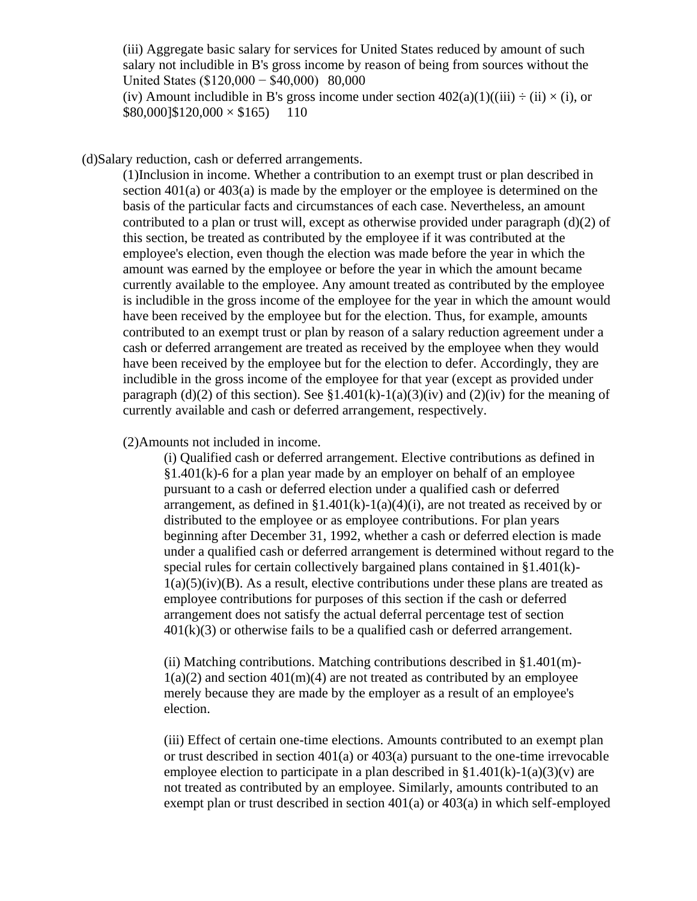(iii) Aggregate basic salary for services for United States reduced by amount of such salary not includible in B's gross income by reason of being from sources without the United States ($120,000 − $40,000)   80,000

(iv) Amount includible in B's gross income under section 402(a)(1)((iii) ÷ (ii) × (i), or $80,000]$120,000 × $165)   110

(d)Salary reduction, cash or deferred arrangements.

(1)Inclusion in income. Whether a contribution to an exempt trust or plan described in section 401(a) or 403(a) is made by the employer or the employee is determined on the basis of the particular facts and circumstances of each case. Nevertheless, an amount contributed to a plan or trust will, except as otherwise provided under paragraph (d)(2) of this section, be treated as contributed by the employee if it was contributed at the employee's election, even though the election was made before the year in which the amount was earned by the employee or before the year in which the amount became currently available to the employee. Any amount treated as contributed by the employee is includible in the gross income of the employee for the year in which the amount would have been received by the employee but for the election. Thus, for example, amounts contributed to an exempt trust or plan by reason of a salary reduction agreement under a cash or deferred arrangement are treated as received by the employee when they would have been received by the employee but for the election to defer. Accordingly, they are includible in the gross income of the employee for that year (except as provided under paragraph (d)(2) of this section). See §1.401(k)-1(a)(3)(iv) and (2)(iv) for the meaning of currently available and cash or deferred arrangement, respectively.

(2)Amounts not included in income.

(i) Qualified cash or deferred arrangement. Elective contributions as defined in §1.401(k)-6 for a plan year made by an employer on behalf of an employee pursuant to a cash or deferred election under a qualified cash or deferred arrangement, as defined in §1.401(k)-1(a)(4)(i), are not treated as received by or distributed to the employee or as employee contributions. For plan years beginning after December 31, 1992, whether a cash or deferred election is made under a qualified cash or deferred arrangement is determined without regard to the special rules for certain collectively bargained plans contained in §1.401(k)-1(a)(5)(iv)(B). As a result, elective contributions under these plans are treated as employee contributions for purposes of this section if the cash or deferred arrangement does not satisfy the actual deferral percentage test of section 401(k)(3) or otherwise fails to be a qualified cash or deferred arrangement.

(ii) Matching contributions. Matching contributions described in §1.401(m)-1(a)(2) and section 401(m)(4) are not treated as contributed by an employee merely because they are made by the employer as a result of an employee's election.

(iii) Effect of certain one-time elections. Amounts contributed to an exempt plan or trust described in section 401(a) or 403(a) pursuant to the one-time irrevocable employee election to participate in a plan described in §1.401(k)-1(a)(3)(v) are not treated as contributed by an employee. Similarly, amounts contributed to an exempt plan or trust described in section 401(a) or 403(a) in which self-employed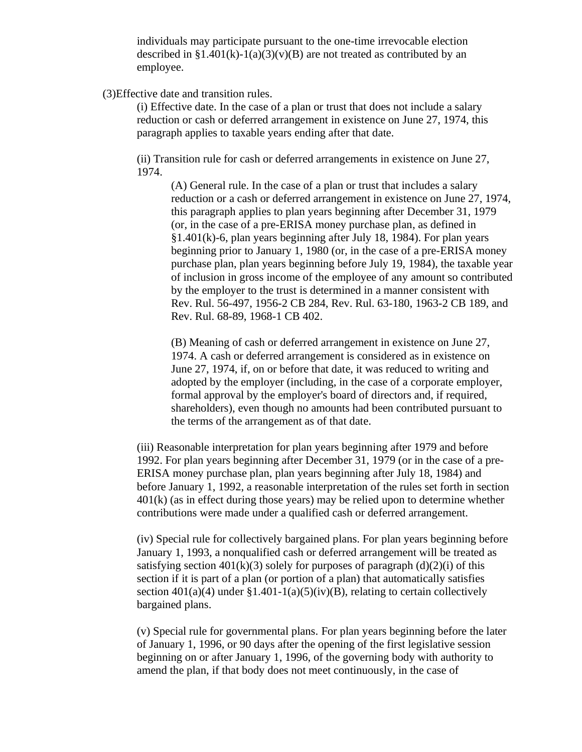individuals may participate pursuant to the one-time irrevocable election described in §1.401(k)-1(a)(3)(v)(B) are not treated as contributed by an employee.

(3)Effective date and transition rules.

(i) Effective date. In the case of a plan or trust that does not include a salary reduction or cash or deferred arrangement in existence on June 27, 1974, this paragraph applies to taxable years ending after that date.

(ii) Transition rule for cash or deferred arrangements in existence on June 27, 1974.

(A) General rule. In the case of a plan or trust that includes a salary reduction or a cash or deferred arrangement in existence on June 27, 1974, this paragraph applies to plan years beginning after December 31, 1979 (or, in the case of a pre-ERISA money purchase plan, as defined in §1.401(k)-6, plan years beginning after July 18, 1984). For plan years beginning prior to January 1, 1980 (or, in the case of a pre-ERISA money purchase plan, plan years beginning before July 19, 1984), the taxable year of inclusion in gross income of the employee of any amount so contributed by the employer to the trust is determined in a manner consistent with Rev. Rul. 56-497, 1956-2 CB 284, Rev. Rul. 63-180, 1963-2 CB 189, and Rev. Rul. 68-89, 1968-1 CB 402.

(B) Meaning of cash or deferred arrangement in existence on June 27, 1974. A cash or deferred arrangement is considered as in existence on June 27, 1974, if, on or before that date, it was reduced to writing and adopted by the employer (including, in the case of a corporate employer, formal approval by the employer's board of directors and, if required, shareholders), even though no amounts had been contributed pursuant to the terms of the arrangement as of that date.

(iii) Reasonable interpretation for plan years beginning after 1979 and before 1992. For plan years beginning after December 31, 1979 (or in the case of a pre-ERISA money purchase plan, plan years beginning after July 18, 1984) and before January 1, 1992, a reasonable interpretation of the rules set forth in section 401(k) (as in effect during those years) may be relied upon to determine whether contributions were made under a qualified cash or deferred arrangement.

(iv) Special rule for collectively bargained plans. For plan years beginning before January 1, 1993, a nonqualified cash or deferred arrangement will be treated as satisfying section 401(k)(3) solely for purposes of paragraph (d)(2)(i) of this section if it is part of a plan (or portion of a plan) that automatically satisfies section 401(a)(4) under §1.401-1(a)(5)(iv)(B), relating to certain collectively bargained plans.

(v) Special rule for governmental plans. For plan years beginning before the later of January 1, 1996, or 90 days after the opening of the first legislative session beginning on or after January 1, 1996, of the governing body with authority to amend the plan, if that body does not meet continuously, in the case of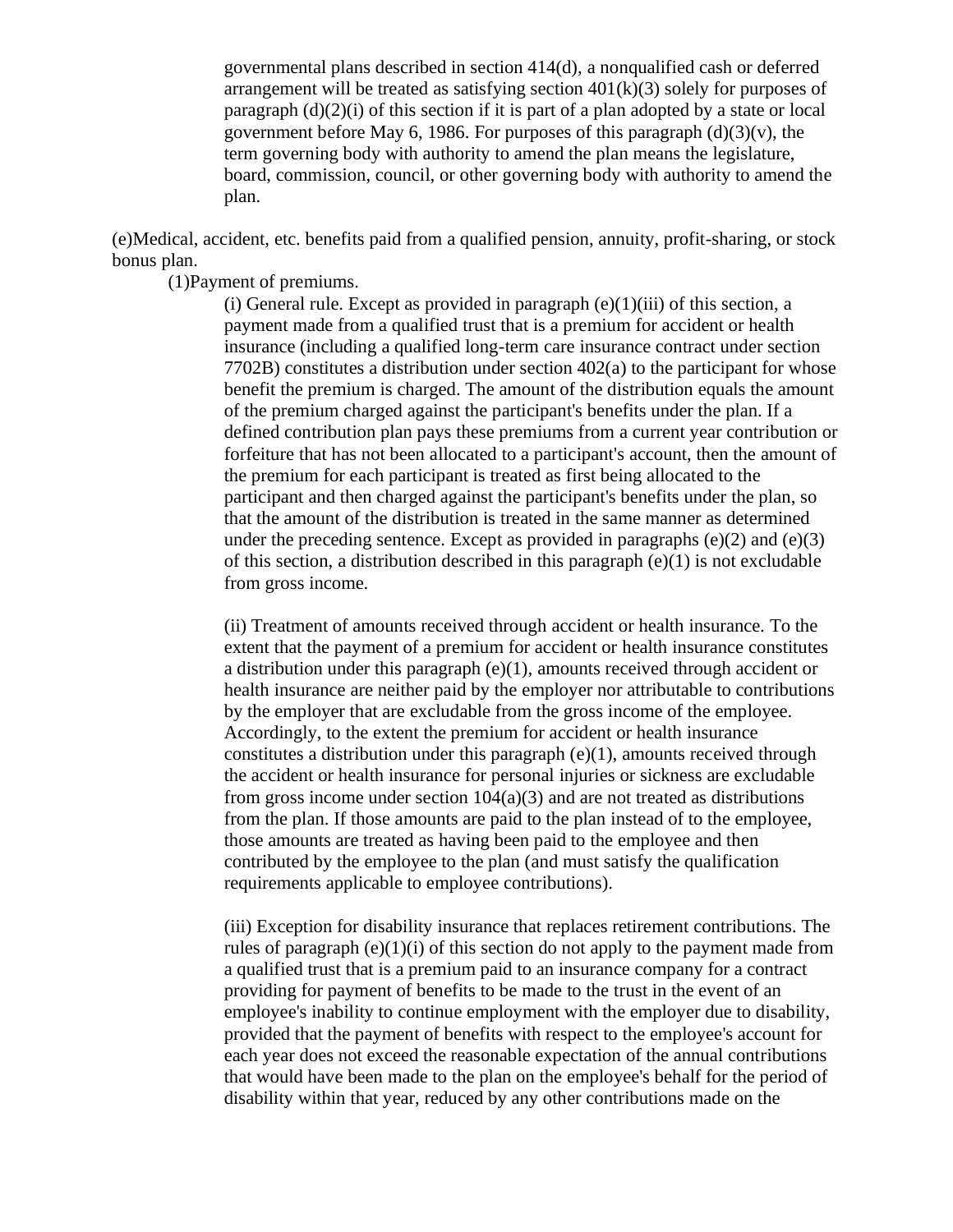governmental plans described in section 414(d), a nonqualified cash or deferred arrangement will be treated as satisfying section 401(k)(3) solely for purposes of paragraph (d)(2)(i) of this section if it is part of a plan adopted by a state or local government before May 6, 1986. For purposes of this paragraph (d)(3)(v), the term governing body with authority to amend the plan means the legislature, board, commission, council, or other governing body with authority to amend the plan.

(e)Medical, accident, etc. benefits paid from a qualified pension, annuity, profit-sharing, or stock bonus plan.

(1)Payment of premiums.

(i) General rule. Except as provided in paragraph (e)(1)(iii) of this section, a payment made from a qualified trust that is a premium for accident or health insurance (including a qualified long-term care insurance contract under section 7702B) constitutes a distribution under section 402(a) to the participant for whose benefit the premium is charged. The amount of the distribution equals the amount of the premium charged against the participant's benefits under the plan. If a defined contribution plan pays these premiums from a current year contribution or forfeiture that has not been allocated to a participant's account, then the amount of the premium for each participant is treated as first being allocated to the participant and then charged against the participant's benefits under the plan, so that the amount of the distribution is treated in the same manner as determined under the preceding sentence. Except as provided in paragraphs (e)(2) and (e)(3) of this section, a distribution described in this paragraph (e)(1) is not excludable from gross income.

(ii) Treatment of amounts received through accident or health insurance. To the extent that the payment of a premium for accident or health insurance constitutes a distribution under this paragraph (e)(1), amounts received through accident or health insurance are neither paid by the employer nor attributable to contributions by the employer that are excludable from the gross income of the employee. Accordingly, to the extent the premium for accident or health insurance constitutes a distribution under this paragraph (e)(1), amounts received through the accident or health insurance for personal injuries or sickness are excludable from gross income under section 104(a)(3) and are not treated as distributions from the plan. If those amounts are paid to the plan instead of to the employee, those amounts are treated as having been paid to the employee and then contributed by the employee to the plan (and must satisfy the qualification requirements applicable to employee contributions).

(iii) Exception for disability insurance that replaces retirement contributions. The rules of paragraph (e)(1)(i) of this section do not apply to the payment made from a qualified trust that is a premium paid to an insurance company for a contract providing for payment of benefits to be made to the trust in the event of an employee's inability to continue employment with the employer due to disability, provided that the payment of benefits with respect to the employee's account for each year does not exceed the reasonable expectation of the annual contributions that would have been made to the plan on the employee's behalf for the period of disability within that year, reduced by any other contributions made on the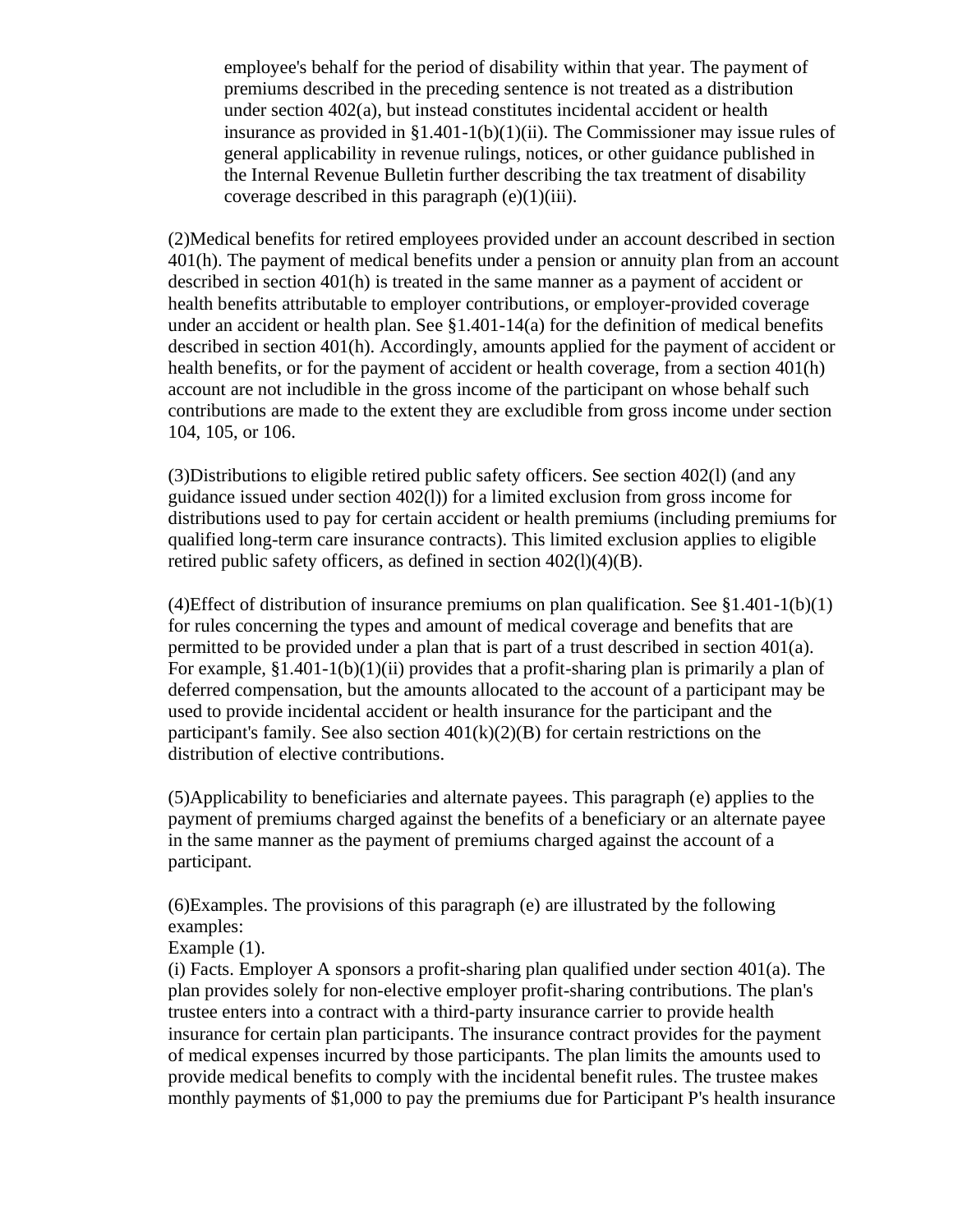employee's behalf for the period of disability within that year. The payment of premiums described in the preceding sentence is not treated as a distribution under section 402(a), but instead constitutes incidental accident or health insurance as provided in §1.401-1(b)(1)(ii). The Commissioner may issue rules of general applicability in revenue rulings, notices, or other guidance published in the Internal Revenue Bulletin further describing the tax treatment of disability coverage described in this paragraph (e)(1)(iii).

(2)Medical benefits for retired employees provided under an account described in section 401(h). The payment of medical benefits under a pension or annuity plan from an account described in section 401(h) is treated in the same manner as a payment of accident or health benefits attributable to employer contributions, or employer-provided coverage under an accident or health plan. See §1.401-14(a) for the definition of medical benefits described in section 401(h). Accordingly, amounts applied for the payment of accident or health benefits, or for the payment of accident or health coverage, from a section 401(h) account are not includible in the gross income of the participant on whose behalf such contributions are made to the extent they are excludible from gross income under section 104, 105, or 106.

(3)Distributions to eligible retired public safety officers. See section 402(l) (and any guidance issued under section 402(l)) for a limited exclusion from gross income for distributions used to pay for certain accident or health premiums (including premiums for qualified long-term care insurance contracts). This limited exclusion applies to eligible retired public safety officers, as defined in section 402(l)(4)(B).

(4)Effect of distribution of insurance premiums on plan qualification. See §1.401-1(b)(1) for rules concerning the types and amount of medical coverage and benefits that are permitted to be provided under a plan that is part of a trust described in section 401(a). For example, §1.401-1(b)(1)(ii) provides that a profit-sharing plan is primarily a plan of deferred compensation, but the amounts allocated to the account of a participant may be used to provide incidental accident or health insurance for the participant and the participant's family. See also section 401(k)(2)(B) for certain restrictions on the distribution of elective contributions.

(5)Applicability to beneficiaries and alternate payees. This paragraph (e) applies to the payment of premiums charged against the benefits of a beneficiary or an alternate payee in the same manner as the payment of premiums charged against the account of a participant.

(6)Examples. The provisions of this paragraph (e) are illustrated by the following examples:

Example (1).

(i) Facts. Employer A sponsors a profit-sharing plan qualified under section 401(a). The plan provides solely for non-elective employer profit-sharing contributions. The plan's trustee enters into a contract with a third-party insurance carrier to provide health insurance for certain plan participants. The insurance contract provides for the payment of medical expenses incurred by those participants. The plan limits the amounts used to provide medical benefits to comply with the incidental benefit rules. The trustee makes monthly payments of $1,000 to pay the premiums due for Participant P's health insurance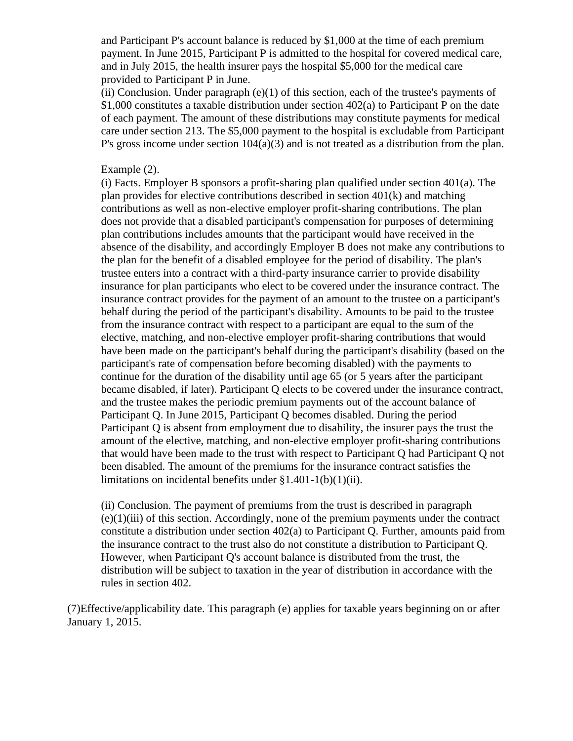and Participant P's account balance is reduced by $1,000 at the time of each premium payment. In June 2015, Participant P is admitted to the hospital for covered medical care, and in July 2015, the health insurer pays the hospital $5,000 for the medical care provided to Participant P in June.

(ii) Conclusion. Under paragraph (e)(1) of this section, each of the trustee's payments of $1,000 constitutes a taxable distribution under section 402(a) to Participant P on the date of each payment. The amount of these distributions may constitute payments for medical care under section 213. The $5,000 payment to the hospital is excludable from Participant P's gross income under section 104(a)(3) and is not treated as a distribution from the plan.

Example (2).

(i) Facts. Employer B sponsors a profit-sharing plan qualified under section 401(a). The plan provides for elective contributions described in section 401(k) and matching contributions as well as non-elective employer profit-sharing contributions. The plan does not provide that a disabled participant's compensation for purposes of determining plan contributions includes amounts that the participant would have received in the absence of the disability, and accordingly Employer B does not make any contributions to the plan for the benefit of a disabled employee for the period of disability. The plan's trustee enters into a contract with a third-party insurance carrier to provide disability insurance for plan participants who elect to be covered under the insurance contract. The insurance contract provides for the payment of an amount to the trustee on a participant's behalf during the period of the participant's disability. Amounts to be paid to the trustee from the insurance contract with respect to a participant are equal to the sum of the elective, matching, and non-elective employer profit-sharing contributions that would have been made on the participant's behalf during the participant's disability (based on the participant's rate of compensation before becoming disabled) with the payments to continue for the duration of the disability until age 65 (or 5 years after the participant became disabled, if later). Participant Q elects to be covered under the insurance contract, and the trustee makes the periodic premium payments out of the account balance of Participant Q. In June 2015, Participant Q becomes disabled. During the period Participant Q is absent from employment due to disability, the insurer pays the trust the amount of the elective, matching, and non-elective employer profit-sharing contributions that would have been made to the trust with respect to Participant Q had Participant Q not been disabled. The amount of the premiums for the insurance contract satisfies the limitations on incidental benefits under §1.401-1(b)(1)(ii).

(ii) Conclusion. The payment of premiums from the trust is described in paragraph (e)(1)(iii) of this section. Accordingly, none of the premium payments under the contract constitute a distribution under section 402(a) to Participant Q. Further, amounts paid from the insurance contract to the trust also do not constitute a distribution to Participant Q. However, when Participant Q's account balance is distributed from the trust, the distribution will be subject to taxation in the year of distribution in accordance with the rules in section 402.

(7)Effective/applicability date. This paragraph (e) applies for taxable years beginning on or after January 1, 2015.